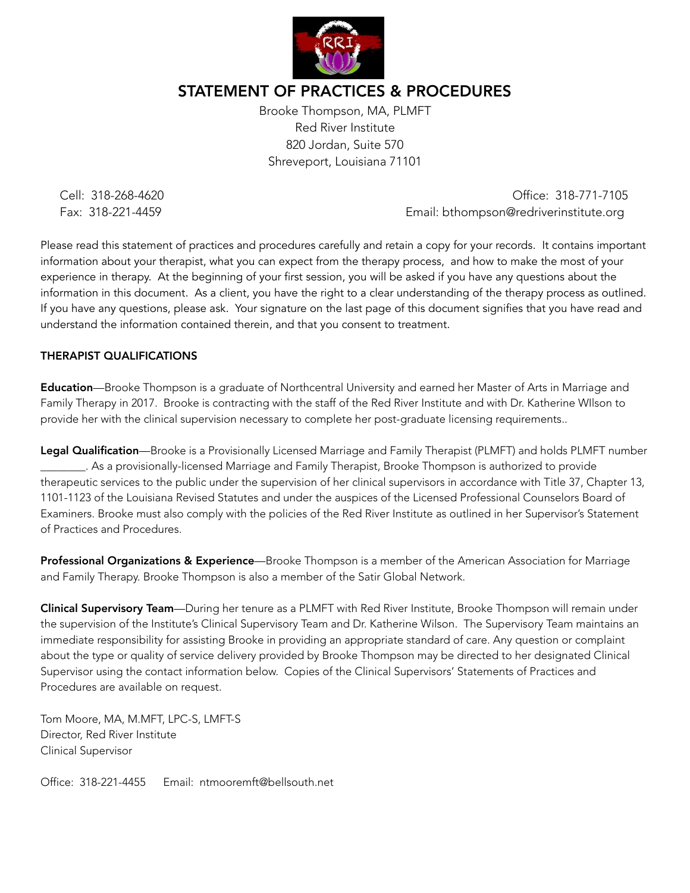# STATEMENT OF PRACTICES & PROCEDURES

Brooke Thompson, MA, PLMFT
Red River Institute
820 Jordan, Suite 570
Shreveport, Louisiana 71101

Cell: 318-268-4620
Office: 318-771-7105
Fax: 318-221-4459
Email: bthompson@redriverinstitute.org

Please read this statement of practices and procedures carefully and retain a copy for your records. It contains important information about your therapist, what you can expect from the therapy process, and how to make the most of your experience in therapy. At the beginning of your first session, you will be asked if you have any questions about the information in this document. As a client, you have the right to a clear understanding of the therapy process as outlined. If you have any questions, please ask. Your signature on the last page of this document signifies that you have read and understand the information contained therein, and that you consent to treatment.

## THERAPIST QUALIFICATIONS

**Education**—Brooke Thompson is a graduate of Northcentral University and earned her Master of Arts in Marriage and Family Therapy in 2017. Brooke is contracting with the staff of the Red River Institute and with Dr. Katherine WIlson to provide her with the clinical supervision necessary to complete her post-graduate licensing requirements..

**Legal Qualification**—Brooke is a Provisionally Licensed Marriage and Family Therapist (PLMFT) and holds PLMFT number ________. As a provisionally-licensed Marriage and Family Therapist, Brooke Thompson is authorized to provide therapeutic services to the public under the supervision of her clinical supervisors in accordance with Title 37, Chapter 13, 1101-1123 of the Louisiana Revised Statutes and under the auspices of the Licensed Professional Counselors Board of Examiners. Brooke must also comply with the policies of the Red River Institute as outlined in her Supervisor's Statement of Practices and Procedures.

**Professional Organizations & Experience**—Brooke Thompson is a member of the American Association for Marriage and Family Therapy. Brooke Thompson is also a member of the Satir Global Network.

**Clinical Supervisory Team**—During her tenure as a PLMFT with Red River Institute, Brooke Thompson will remain under the supervision of the Institute's Clinical Supervisory Team and Dr. Katherine Wilson. The Supervisory Team maintains an immediate responsibility for assisting Brooke in providing an appropriate standard of care. Any question or complaint about the type or quality of service delivery provided by Brooke Thompson may be directed to her designated Clinical Supervisor using the contact information below. Copies of the Clinical Supervisors' Statements of Practices and Procedures are available on request.

Tom Moore, MA, M.MFT, LPC-S, LMFT-S
Director, Red River Institute
Clinical Supervisor

Office: 318-221-4455 Email: ntmooremft@bellsouth.net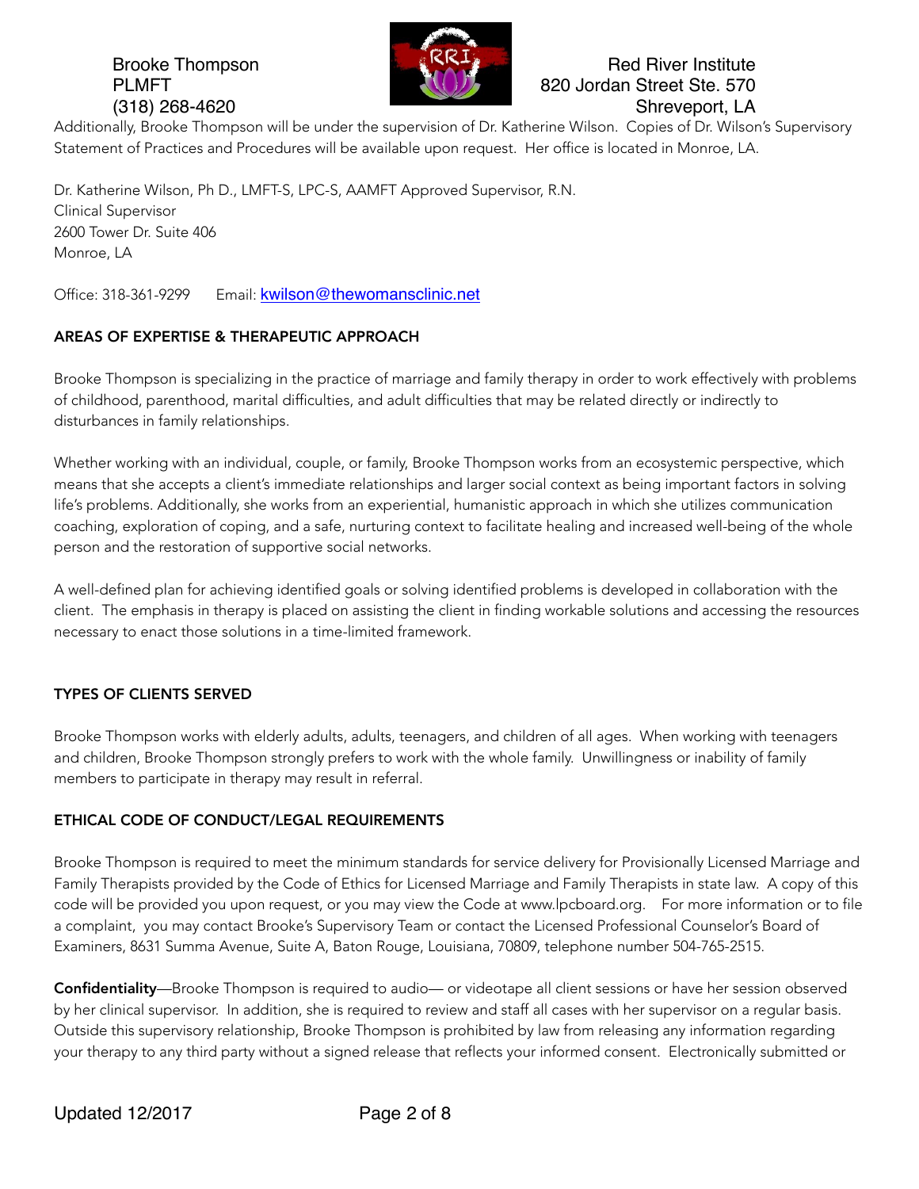Additionally, Brooke Thompson will be under the supervision of Dr. Katherine Wilson. Copies of Dr. Wilson's Supervisory Statement of Practices and Procedures will be available upon request. Her office is located in Monroe, LA.

Dr. Katherine Wilson, Ph D., LMFT-S, LPC-S, AAMFT Approved Supervisor, R.N.
Clinical Supervisor
2600 Tower Dr. Suite 406
Monroe, LA

Office: 318-361-9299 Email: kwilson@thewomansclinic.net

## AREAS OF EXPERTISE & THERAPEUTIC APPROACH

Brooke Thompson is specializing in the practice of marriage and family therapy in order to work effectively with problems of childhood, parenthood, marital difficulties, and adult difficulties that may be related directly or indirectly to disturbances in family relationships.

Whether working with an individual, couple, or family, Brooke Thompson works from an ecosystemic perspective, which means that she accepts a client's immediate relationships and larger social context as being important factors in solving life's problems. Additionally, she works from an experiential, humanistic approach in which she utilizes communication coaching, exploration of coping, and a safe, nurturing context to facilitate healing and increased well-being of the whole person and the restoration of supportive social networks.

A well-defined plan for achieving identified goals or solving identified problems is developed in collaboration with the client. The emphasis in therapy is placed on assisting the client in finding workable solutions and accessing the resources necessary to enact those solutions in a time-limited framework.

## TYPES OF CLIENTS SERVED

Brooke Thompson works with elderly adults, adults, teenagers, and children of all ages. When working with teenagers and children, Brooke Thompson strongly prefers to work with the whole family. Unwillingness or inability of family members to participate in therapy may result in referral.

## ETHICAL CODE OF CONDUCT/LEGAL REQUIREMENTS

Brooke Thompson is required to meet the minimum standards for service delivery for Provisionally Licensed Marriage and Family Therapists provided by the Code of Ethics for Licensed Marriage and Family Therapists in state law. A copy of this code will be provided you upon request, or you may view the Code at www.lpcboard.org. For more information or to file a complaint, you may contact Brooke's Supervisory Team or contact the Licensed Professional Counselor's Board of Examiners, 8631 Summa Avenue, Suite A, Baton Rouge, Louisiana, 70809, telephone number 504-765-2515.

**Confidentiality**—Brooke Thompson is required to audio— or videotape all client sessions or have her session observed by her clinical supervisor. In addition, she is required to review and staff all cases with her supervisor on a regular basis. Outside this supervisory relationship, Brooke Thompson is prohibited by law from releasing any information regarding your therapy to any third party without a signed release that reflects your informed consent. Electronically submitted or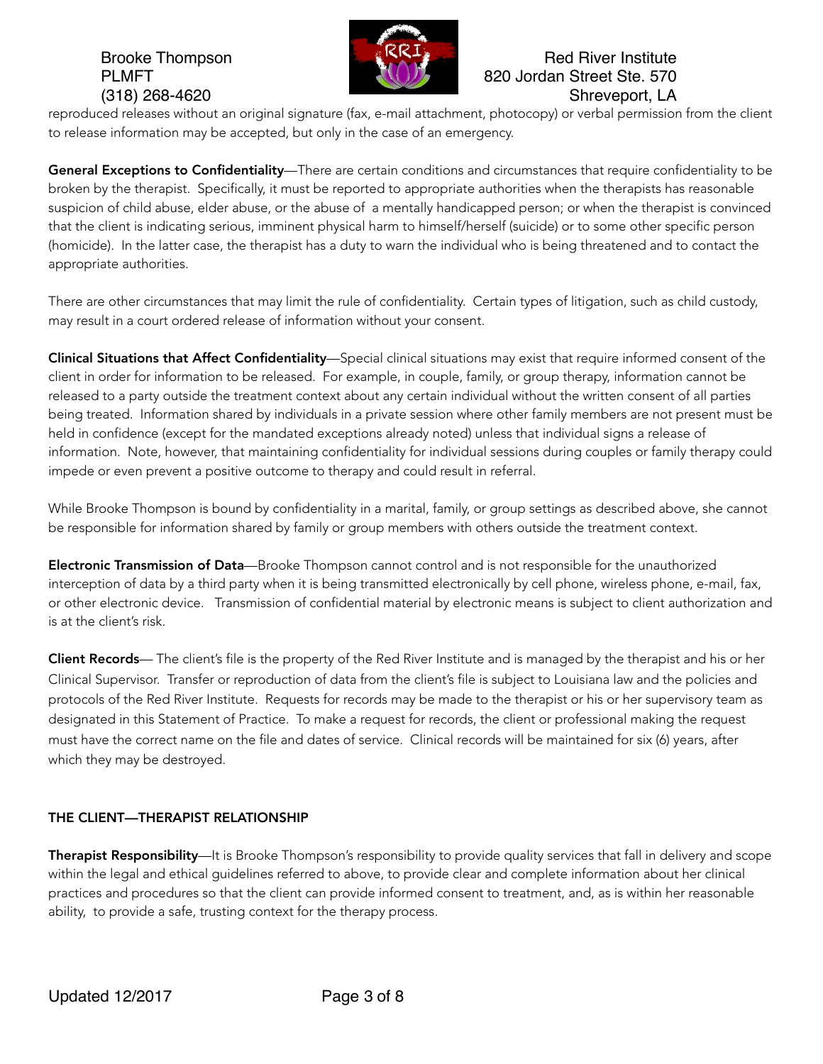reproduced releases without an original signature (fax, e-mail attachment, photocopy) or verbal permission from the client to release information may be accepted, but only in the case of an emergency.

**General Exceptions to Confidentiality**—There are certain conditions and circumstances that require confidentiality to be broken by the therapist. Specifically, it must be reported to appropriate authorities when the therapists has reasonable suspicion of child abuse, elder abuse, or the abuse of a mentally handicapped person; or when the therapist is convinced that the client is indicating serious, imminent physical harm to himself/herself (suicide) or to some other specific person (homicide). In the latter case, the therapist has a duty to warn the individual who is being threatened and to contact the appropriate authorities.

There are other circumstances that may limit the rule of confidentiality. Certain types of litigation, such as child custody, may result in a court ordered release of information without your consent.

**Clinical Situations that Affect Confidentiality**—Special clinical situations may exist that require informed consent of the client in order for information to be released. For example, in couple, family, or group therapy, information cannot be released to a party outside the treatment context about any certain individual without the written consent of all parties being treated. Information shared by individuals in a private session where other family members are not present must be held in confidence (except for the mandated exceptions already noted) unless that individual signs a release of information. Note, however, that maintaining confidentiality for individual sessions during couples or family therapy could impede or even prevent a positive outcome to therapy and could result in referral.

While Brooke Thompson is bound by confidentiality in a marital, family, or group settings as described above, she cannot be responsible for information shared by family or group members with others outside the treatment context.

**Electronic Transmission of Data**—Brooke Thompson cannot control and is not responsible for the unauthorized interception of data by a third party when it is being transmitted electronically by cell phone, wireless phone, e-mail, fax, or other electronic device. Transmission of confidential material by electronic means is subject to client authorization and is at the client's risk.

**Client Records**— The client's file is the property of the Red River Institute and is managed by the therapist and his or her Clinical Supervisor. Transfer or reproduction of data from the client's file is subject to Louisiana law and the policies and protocols of the Red River Institute. Requests for records may be made to the therapist or his or her supervisory team as designated in this Statement of Practice. To make a request for records, the client or professional making the request must have the correct name on the file and dates of service. Clinical records will be maintained for six (6) years, after which they may be destroyed.

## THE CLIENT—THERAPIST RELATIONSHIP

**Therapist Responsibility**—It is Brooke Thompson's responsibility to provide quality services that fall in delivery and scope within the legal and ethical guidelines referred to above, to provide clear and complete information about her clinical practices and procedures so that the client can provide informed consent to treatment, and, as is within her reasonable ability, to provide a safe, trusting context for the therapy process.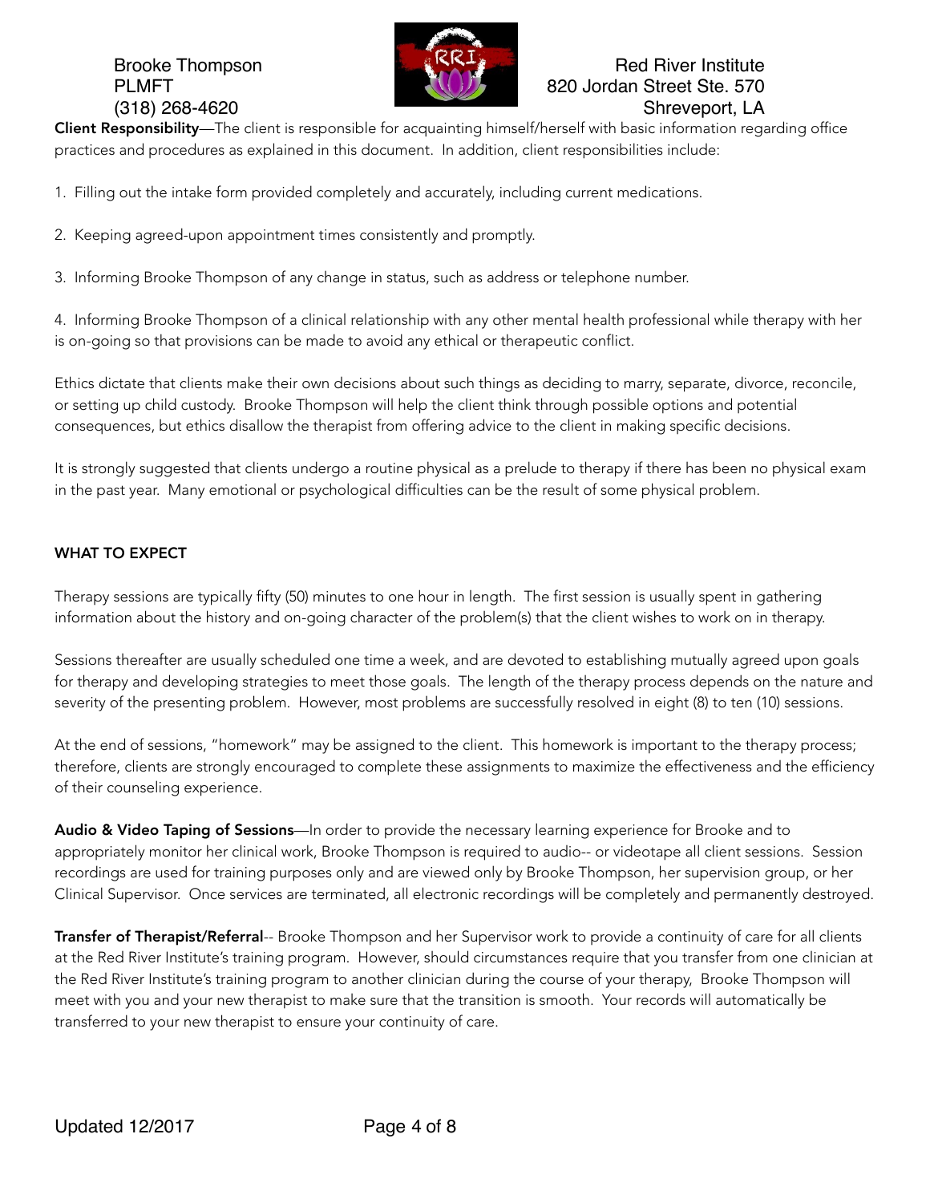**Client Responsibility**—The client is responsible for acquainting himself/herself with basic information regarding office practices and procedures as explained in this document. In addition, client responsibilities include:

1. Filling out the intake form provided completely and accurately, including current medications.

2. Keeping agreed-upon appointment times consistently and promptly.

3. Informing Brooke Thompson of any change in status, such as address or telephone number.

4. Informing Brooke Thompson of a clinical relationship with any other mental health professional while therapy with her is on-going so that provisions can be made to avoid any ethical or therapeutic conflict.

Ethics dictate that clients make their own decisions about such things as deciding to marry, separate, divorce, reconcile, or setting up child custody. Brooke Thompson will help the client think through possible options and potential consequences, but ethics disallow the therapist from offering advice to the client in making specific decisions.

It is strongly suggested that clients undergo a routine physical as a prelude to therapy if there has been no physical exam in the past year. Many emotional or psychological difficulties can be the result of some physical problem.

**WHAT TO EXPECT**

Therapy sessions are typically fifty (50) minutes to one hour in length. The first session is usually spent in gathering information about the history and on-going character of the problem(s) that the client wishes to work on in therapy.

Sessions thereafter are usually scheduled one time a week, and are devoted to establishing mutually agreed upon goals for therapy and developing strategies to meet those goals. The length of the therapy process depends on the nature and severity of the presenting problem. However, most problems are successfully resolved in eight (8) to ten (10) sessions.

At the end of sessions, "homework" may be assigned to the client. This homework is important to the therapy process; therefore, clients are strongly encouraged to complete these assignments to maximize the effectiveness and the efficiency of their counseling experience.

**Audio & Video Taping of Sessions**—In order to provide the necessary learning experience for Brooke and to appropriately monitor her clinical work, Brooke Thompson is required to audio-- or videotape all client sessions. Session recordings are used for training purposes only and are viewed only by Brooke Thompson, her supervision group, or her Clinical Supervisor. Once services are terminated, all electronic recordings will be completely and permanently destroyed.

**Transfer of Therapist/Referral**-- Brooke Thompson and her Supervisor work to provide a continuity of care for all clients at the Red River Institute's training program. However, should circumstances require that you transfer from one clinician at the Red River Institute's training program to another clinician during the course of your therapy, Brooke Thompson will meet with you and your new therapist to make sure that the transition is smooth. Your records will automatically be transferred to your new therapist to ensure your continuity of care.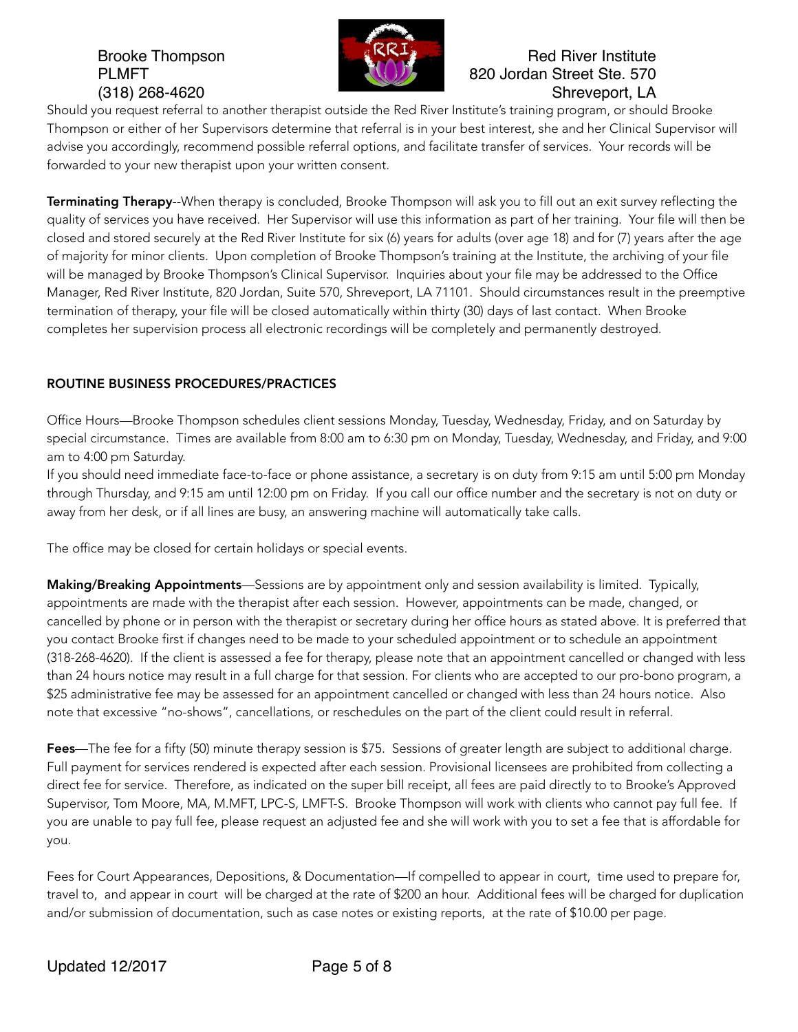Should you request referral to another therapist outside the Red River Institute's training program, or should Brooke Thompson or either of her Supervisors determine that referral is in your best interest, she and her Clinical Supervisor will advise you accordingly, recommend possible referral options, and facilitate transfer of services. Your records will be forwarded to your new therapist upon your written consent.

**Terminating Therapy**--When therapy is concluded, Brooke Thompson will ask you to fill out an exit survey reflecting the quality of services you have received. Her Supervisor will use this information as part of her training. Your file will then be closed and stored securely at the Red River Institute for six (6) years for adults (over age 18) and for (7) years after the age of majority for minor clients. Upon completion of Brooke Thompson's training at the Institute, the archiving of your file will be managed by Brooke Thompson's Clinical Supervisor. Inquiries about your file may be addressed to the Office Manager, Red River Institute, 820 Jordan, Suite 570, Shreveport, LA 71101. Should circumstances result in the preemptive termination of therapy, your file will be closed automatically within thirty (30) days of last contact. When Brooke completes her supervision process all electronic recordings will be completely and permanently destroyed.

## ROUTINE BUSINESS PROCEDURES/PRACTICES

Office Hours—Brooke Thompson schedules client sessions Monday, Tuesday, Wednesday, Friday, and on Saturday by special circumstance. Times are available from 8:00 am to 6:30 pm on Monday, Tuesday, Wednesday, and Friday, and 9:00 am to 4:00 pm Saturday.

If you should need immediate face-to-face or phone assistance, a secretary is on duty from 9:15 am until 5:00 pm Monday through Thursday, and 9:15 am until 12:00 pm on Friday. If you call our office number and the secretary is not on duty or away from her desk, or if all lines are busy, an answering machine will automatically take calls.

The office may be closed for certain holidays or special events.

**Making/Breaking Appointments**—Sessions are by appointment only and session availability is limited. Typically, appointments are made with the therapist after each session. However, appointments can be made, changed, or cancelled by phone or in person with the therapist or secretary during her office hours as stated above. It is preferred that you contact Brooke first if changes need to be made to your scheduled appointment or to schedule an appointment (318-268-4620). If the client is assessed a fee for therapy, please note that an appointment cancelled or changed with less than 24 hours notice may result in a full charge for that session. For clients who are accepted to our pro-bono program, a $25 administrative fee may be assessed for an appointment cancelled or changed with less than 24 hours notice. Also note that excessive "no-shows", cancellations, or reschedules on the part of the client could result in referral.

**Fees**—The fee for a fifty (50) minute therapy session is $75. Sessions of greater length are subject to additional charge. Full payment for services rendered is expected after each session. Provisional licensees are prohibited from collecting a direct fee for service. Therefore, as indicated on the super bill receipt, all fees are paid directly to to Brooke's Approved Supervisor, Tom Moore, MA, M.MFT, LPC-S, LMFT-S. Brooke Thompson will work with clients who cannot pay full fee. If you are unable to pay full fee, please request an adjusted fee and she will work with you to set a fee that is affordable for you.

Fees for Court Appearances, Depositions, & Documentation—If compelled to appear in court, time used to prepare for, travel to, and appear in court will be charged at the rate of $200 an hour. Additional fees will be charged for duplication and/or submission of documentation, such as case notes or existing reports, at the rate of $10.00 per page.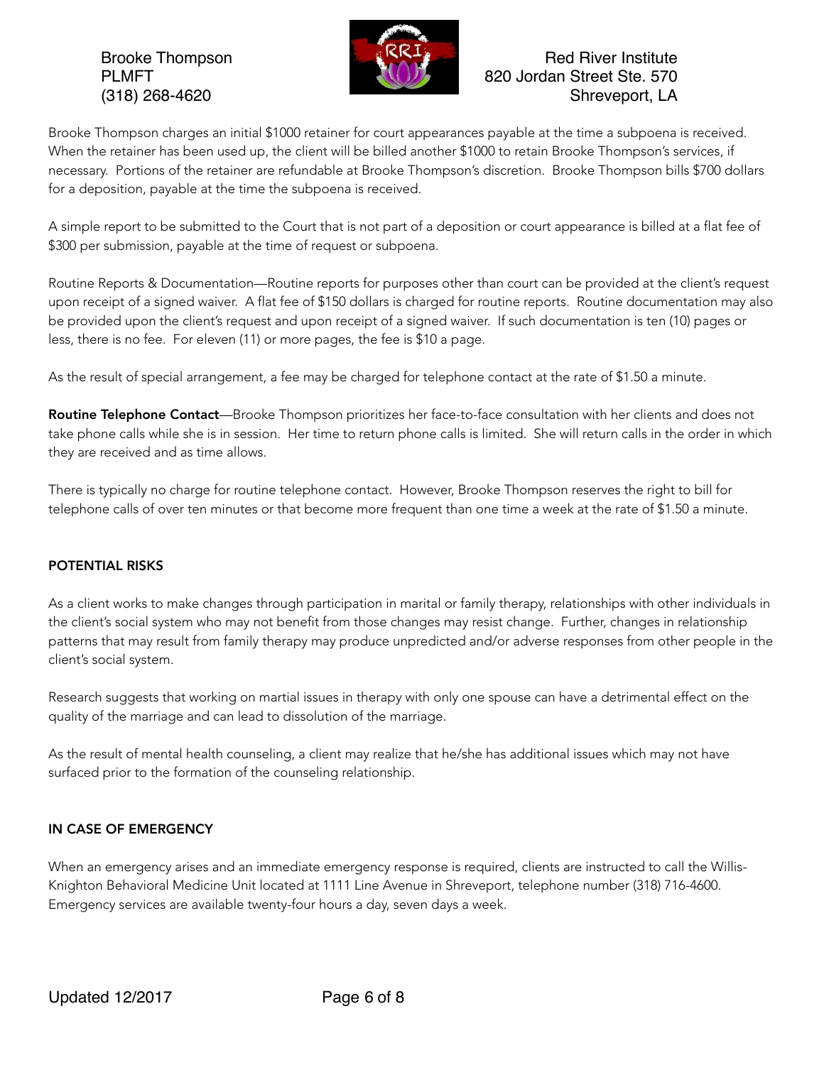Brooke Thompson charges an initial $1000 retainer for court appearances payable at the time a subpoena is received. When the retainer has been used up, the client will be billed another $1000 to retain Brooke Thompson's services, if necessary. Portions of the retainer are refundable at Brooke Thompson's discretion. Brooke Thompson bills $700 dollars for a deposition, payable at the time the subpoena is received.

A simple report to be submitted to the Court that is not part of a deposition or court appearance is billed at a flat fee of $300 per submission, payable at the time of request or subpoena.

Routine Reports & Documentation—Routine reports for purposes other than court can be provided at the client's request upon receipt of a signed waiver. A flat fee of $150 dollars is charged for routine reports. Routine documentation may also be provided upon the client's request and upon receipt of a signed waiver. If such documentation is ten (10) pages or less, there is no fee. For eleven (11) or more pages, the fee is $10 a page.

As the result of special arrangement, a fee may be charged for telephone contact at the rate of $1.50 a minute.

**Routine Telephone Contact**—Brooke Thompson prioritizes her face-to-face consultation with her clients and does not take phone calls while she is in session. Her time to return phone calls is limited. She will return calls in the order in which they are received and as time allows.

There is typically no charge for routine telephone contact. However, Brooke Thompson reserves the right to bill for telephone calls of over ten minutes or that become more frequent than one time a week at the rate of $1.50 a minute.

## POTENTIAL RISKS

As a client works to make changes through participation in marital or family therapy, relationships with other individuals in the client's social system who may not benefit from those changes may resist change. Further, changes in relationship patterns that may result from family therapy may produce unpredicted and/or adverse responses from other people in the client's social system.

Research suggests that working on martial issues in therapy with only one spouse can have a detrimental effect on the quality of the marriage and can lead to dissolution of the marriage.

As the result of mental health counseling, a client may realize that he/she has additional issues which may not have surfaced prior to the formation of the counseling relationship.

## IN CASE OF EMERGENCY

When an emergency arises and an immediate emergency response is required, clients are instructed to call the Willis-Knighton Behavioral Medicine Unit located at 1111 Line Avenue in Shreveport, telephone number (318) 716-4600. Emergency services are available twenty-four hours a day, seven days a week.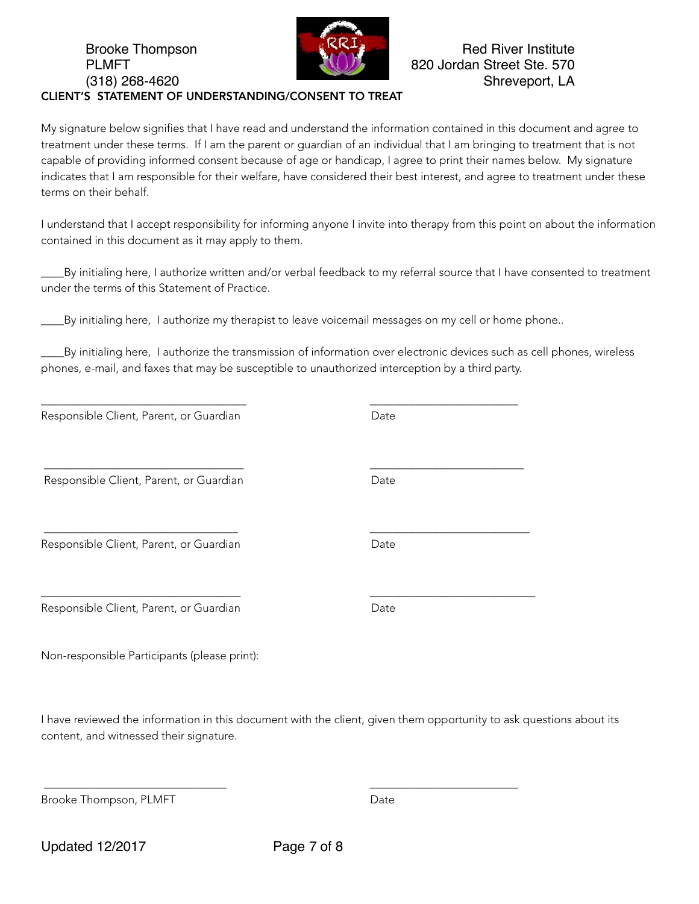Brooke Thompson
PLMFT
(318) 268-4620

Red River Institute
820 Jordan Street Ste. 570
Shreveport, LA

## CLIENT'S STATEMENT OF UNDERSTANDING/CONSENT TO TREAT

My signature below signifies that I have read and understand the information contained in this document and agree to treatment under these terms. If I am the parent or guardian of an individual that I am bringing to treatment that is not capable of providing informed consent because of age or handicap, I agree to print their names below. My signature indicates that I am responsible for their welfare, have considered their best interest, and agree to treatment under these terms on their behalf.

I understand that I accept responsibility for informing anyone I invite into therapy from this point on about the information contained in this document as it may apply to them.

____By initialing here, I authorize written and/or verbal feedback to my referral source that I have consented to treatment under the terms of this Statement of Practice.

____By initialing here, I authorize my therapist to leave voicemail messages on my cell or home phone..

____By initialing here, I authorize the transmission of information over electronic devices such as cell phones, wireless phones, e-mail, and faxes that may be susceptible to unauthorized interception by a third party.

_________________________________ _________________________
Responsible Client, Parent, or Guardian Date

_________________________________ _________________________
Responsible Client, Parent, or Guardian Date

_________________________________ _________________________
Responsible Client, Parent, or Guardian Date

_________________________________ _________________________
Responsible Client, Parent, or Guardian Date

Non-responsible Participants (please print):

I have reviewed the information in this document with the client, given them opportunity to ask questions about its content, and witnessed their signature.

_______________________________ _________________________
Brooke Thompson, PLMFT Date

Updated 12/2017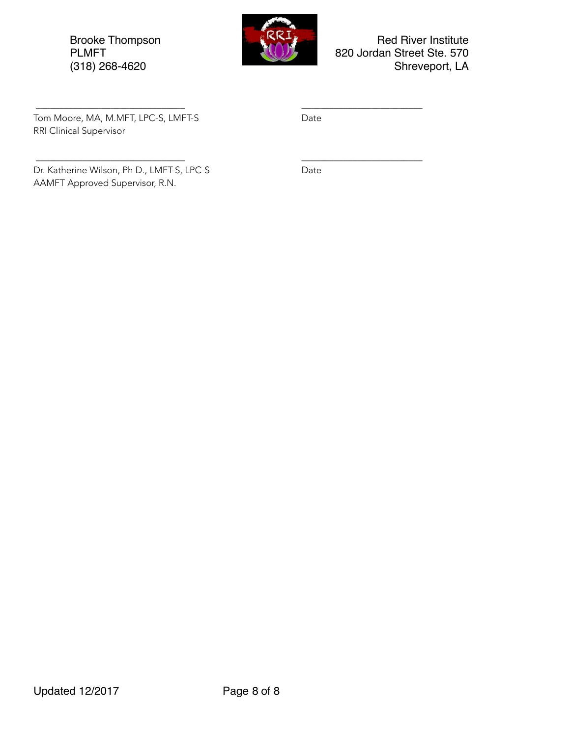Brooke Thompson
PLMFT
(318) 268-4620

Red River Institute
820 Jordan Street Ste. 570
Shreveport, LA

_______________________________ _________________________

Tom Moore, MA, M.MFT, LPC-S, LMFT-S Date
RRI Clinical Supervisor

_______________________________ _________________________

Dr. Katherine Wilson, Ph D., LMFT-S, LPC-S Date
AAMFT Approved Supervisor, R.N.

Updated 12/2017